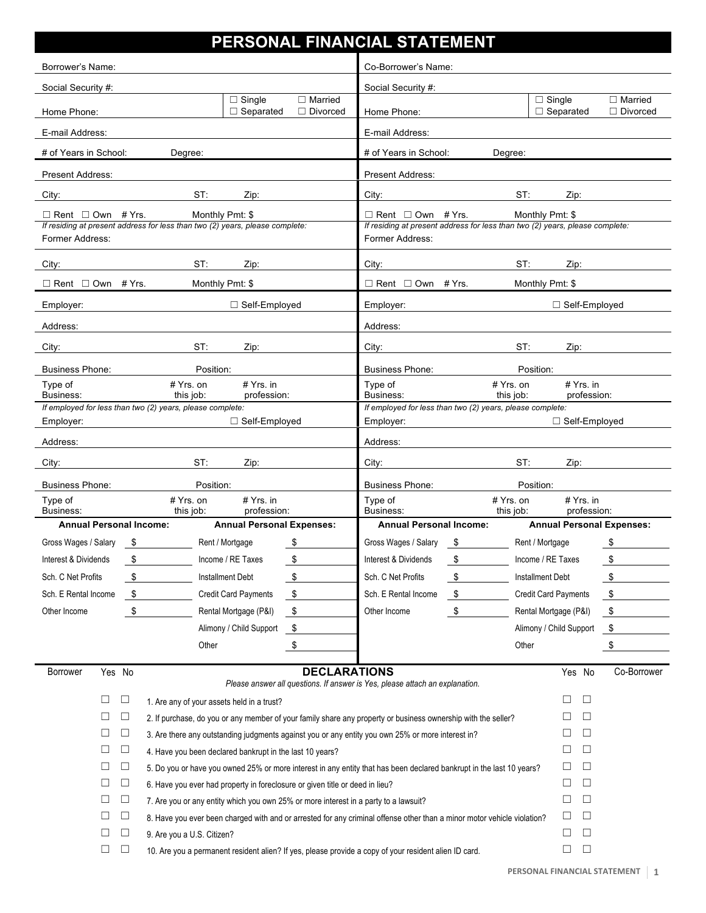# PERSONAL FINANCIAL STATEMENT

| Borrower | Co-Borrower |
|---|---|
| Borrower's Name: | Co-Borrower's Name: |
| Social Security #: | Social Security #: |
| Home Phone: ☐ Single ☐ Married ☐ Separated ☐ Divorced | Home Phone: ☐ Single ☐ Married ☐ Separated ☐ Divorced |
| E-mail Address: | E-mail Address: |
| # of Years in School: Degree: | # of Years in School: Degree: |
| Present Address: | Present Address: |
| City: ST: Zip: | City: ST: Zip: |
| ☐ Rent ☐ Own # Yrs. Monthly Pmt: $ | ☐ Rent ☐ Own # Yrs. Monthly Pmt: $ |
| *If residing at present address for less than two (2) years, please complete:* | *If residing at present address for less than two (2) years, please complete:* |
| Former Address: | Former Address: |
| City: ST: Zip: | City: ST: Zip: |
| ☐ Rent ☐ Own # Yrs. Monthly Pmt: $ | ☐ Rent ☐ Own # Yrs. Monthly Pmt: $ |
| Employer: ☐ Self-Employed | Employer: ☐ Self-Employed |
| Address: | Address: |
| City: ST: Zip: | City: ST: Zip: |
| Business Phone: Position: | Business Phone: Position: |
| Type of Business: # Yrs. on this job: # Yrs. in profession: | Type of Business: # Yrs. on this job: # Yrs. in profession: |
| *If employed for less than two (2) years, please complete:* | *If employed for less than two (2) years, please complete:* |
| Employer: ☐ Self-Employed | Employer: ☐ Self-Employed |
| Address: | Address: |
| City: ST: Zip: | City: ST: Zip: |
| Business Phone: Position: | Business Phone: Position: |
| Type of Business: # Yrs. on this job: # Yrs. in profession: | Type of Business: # Yrs. on this job: # Yrs. in profession: |

| **Annual Personal Income:** | | **Annual Personal Expenses:** | | **Annual Personal Income:** | | **Annual Personal Expenses:** | |
|---|---|---|---|---|---|---|---|
| Gross Wages / Salary | $ | Rent / Mortgage | $ | Gross Wages / Salary | $ | Rent / Mortgage | $ |
| Interest & Dividends | $ | Income / RE Taxes | $ | Interest & Dividends | $ | Income / RE Taxes | $ |
| Sch. C Net Profits | $ | Installment Debt | $ | Sch. C Net Profits | $ | Installment Debt | $ |
| Sch. E Rental Income | $ | Credit Card Payments | $ | Sch. E Rental Income | $ | Credit Card Payments | $ |
| Other Income | $ | Rental Mortgage (P&I) | $ | Other Income | $ | Rental Mortgage (P&I) | $ |
| | | Alimony / Child Support | $ | | | Alimony / Child Support | $ |
| | | Other | $ | | | Other | $ |

## DECLARATIONS

*Please answer all questions. If answer is Yes, please attach an explanation.*

| Borrower Yes | Borrower No | Question | Co-Borrower Yes | Co-Borrower No |
|---|---|---|---|---|
| ☐ | ☐ | 1. Are any of your assets held in a trust? | ☐ | ☐ |
| ☐ | ☐ | 2. If purchase, do you or any member of your family share any property or business ownership with the seller? | ☐ | ☐ |
| ☐ | ☐ | 3. Are there any outstanding judgments against you or any entity you own 25% or more interest in? | ☐ | ☐ |
| ☐ | ☐ | 4. Have you been declared bankrupt in the last 10 years? | ☐ | ☐ |
| ☐ | ☐ | 5. Do you or have you owned 25% or more interest in any entity that has been declared bankrupt in the last 10 years? | ☐ | ☐ |
| ☐ | ☐ | 6. Have you ever had property in foreclosure or given title or deed in lieu? | ☐ | ☐ |
| ☐ | ☐ | 7. Are you or any entity which you own 25% or more interest in a party to a lawsuit? | ☐ | ☐ |
| ☐ | ☐ | 8. Have you ever been charged with and or arrested for any criminal offense other than a minor motor vehicle violation? | ☐ | ☐ |
| ☐ | ☐ | 9. Are you a U.S. Citizen? | ☐ | ☐ |
| ☐ | ☐ | 10. Are you a permanent resident alien? If yes, please provide a copy of your resident alien ID card. | ☐ | ☐ |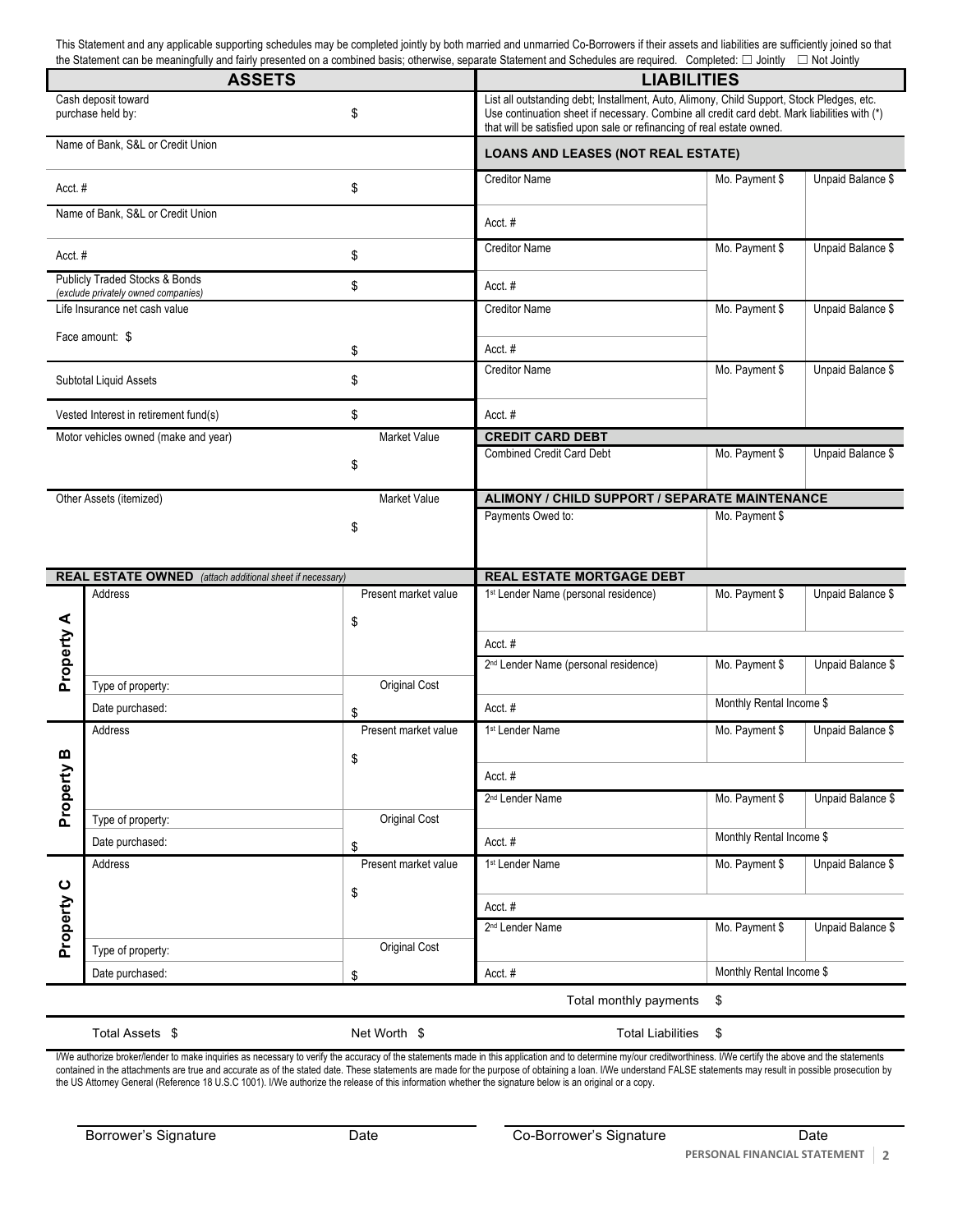This Statement and any applicable supporting schedules may be completed jointly by both married and unmarried Co-Borrowers if their assets and liabilities are sufficiently joined so that the Statement can be meaningfully and fairly presented on a combined basis; otherwise, separate Statement and Schedules are required. Completed: ☐ Jointly ☐ Not Jointly

| ASSETS | | | LIABILITIES | | |
|---|---|---|---|---|---|
| Cash deposit toward purchase held by: | | $ | List all outstanding debt; Installment, Auto, Alimony, Child Support, Stock Pledges, etc. Use continuation sheet if necessary. Combine all credit card debt. Mark liabilities with (*) that will be satisfied upon sale or refinancing of real estate owned. | | |
| Name of Bank, S&L or Credit Union | | | **LOANS AND LEASES (NOT REAL ESTATE)** | | |
| Acct. # | | $ | Creditor Name | Mo. Payment $ | Unpaid Balance $ |
| Name of Bank, S&L or Credit Union | | | Acct. # | | |
| Acct. # | | $ | Creditor Name | Mo. Payment $ | Unpaid Balance $ |
| Publicly Traded Stocks & Bonds *(exclude privately owned companies)* | | $ | Acct. # | | |
| Life Insurance net cash value<br>Face amount: $ | | $ | Creditor Name | Mo. Payment $ | Unpaid Balance $ |
| | | | Acct. # | | |
| Subtotal Liquid Assets | | $ | Creditor Name | Mo. Payment $ | Unpaid Balance $ |
| Vested Interest in retirement fund(s) | | $ | Acct. # | | |
| Motor vehicles owned (make and year) | | Market Value<br>$ | **CREDIT CARD DEBT** | | |
| | | | Combined Credit Card Debt | Mo. Payment $ | Unpaid Balance $ |
| Other Assets (itemized) | | Market Value<br>$ | **ALIMONY / CHILD SUPPORT / SEPARATE MAINTENANCE** | | |
| | | | Payments Owed to: | Mo. Payment $ | |
| **REAL ESTATE OWNED** *(attach additional sheet if necessary)* | | | **REAL ESTATE MORTGAGE DEBT** | | |
| Property A | Address | Present market value<br>$ | 1st Lender Name (personal residence) | Mo. Payment $ | Unpaid Balance $ |
| | | | Acct. # | | |
| | | | 2nd Lender Name (personal residence) | Mo. Payment $ | Unpaid Balance $ |
| | Type of property: | Original Cost | | | |
| | Date purchased: | $ | Acct. # | Monthly Rental Income $ | |
| Property B | Address | Present market value<br>$ | 1st Lender Name | Mo. Payment $ | Unpaid Balance $ |
| | | | Acct. # | | |
| | | | 2nd Lender Name | Mo. Payment $ | Unpaid Balance $ |
| | Type of property: | Original Cost | | | |
| | Date purchased: | $ | Acct. # | Monthly Rental Income $ | |
| Property C | Address | Present market value<br>$ | 1st Lender Name | Mo. Payment $ | Unpaid Balance $ |
| | | | Acct. # | | |
| | | | 2nd Lender Name | Mo. Payment $ | Unpaid Balance $ |
| | Type of property: | Original Cost | | | |
| | Date purchased: | $ | Acct. # | Monthly Rental Income $ | |
| | | | Total monthly payments | $ | |
| Total Assets $ | | Net Worth $ | Total Liabilities | $ | |

I/We authorize broker/lender to make inquiries as necessary to verify the accuracy of the statements made in this application and to determine my/our creditworthiness. I/We certify the above and the statements contained in the attachments are true and accurate as of the stated date. These statements are made for the purpose of obtaining a loan. I/We understand FALSE statements may result in possible prosecution by the US Attorney General (Reference 18 U.S.C 1001). I/We authorize the release of this information whether the signature below is an original or a copy.

Borrower's Signature &nbsp;&nbsp;&nbsp;&nbsp; Date &nbsp;&nbsp;&nbsp;&nbsp; Co-Borrower's Signature &nbsp;&nbsp;&nbsp;&nbsp; Date